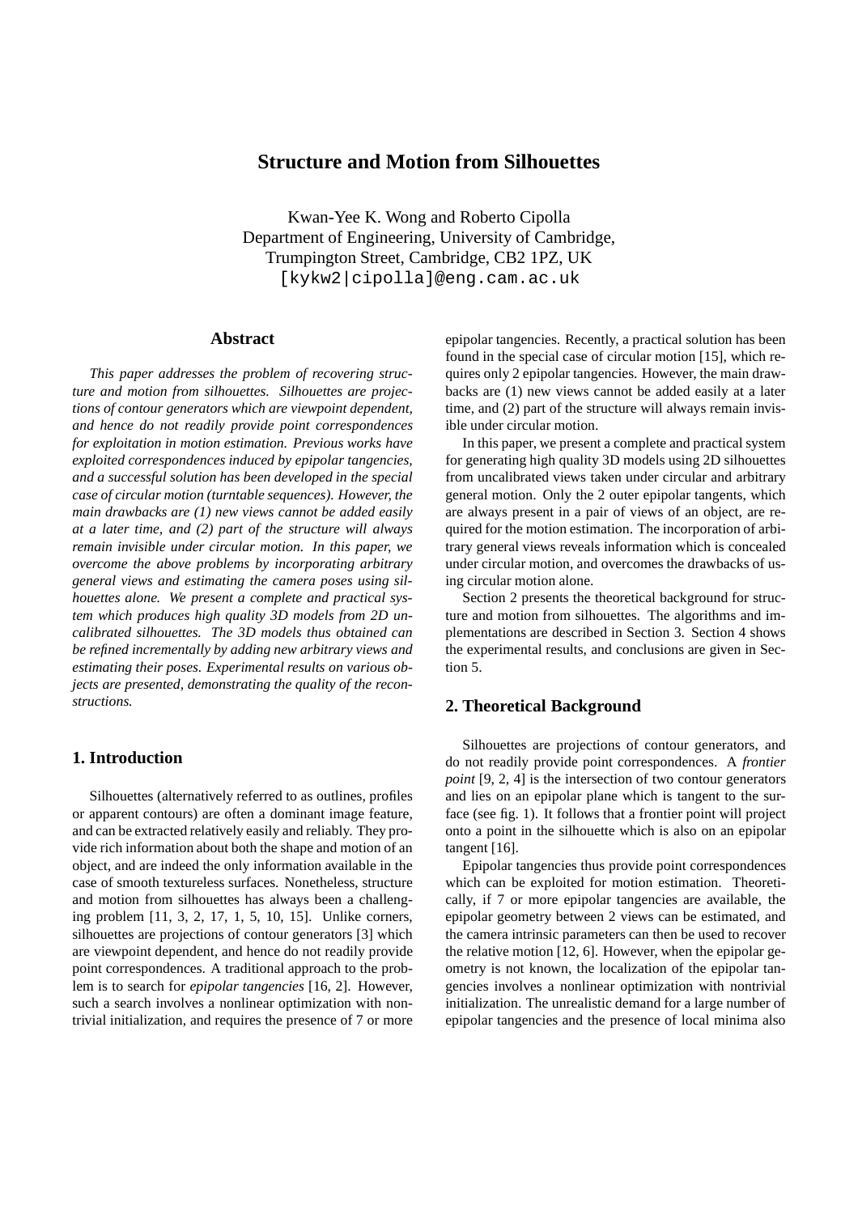# Structure and Motion from Silhouettes

Kwan-Yee K. Wong and Roberto Cipolla
Department of Engineering, University of Cambridge,
Trumpington Street, Cambridge, CB2 1PZ, UK
[kykw2|cipolla]@eng.cam.ac.uk

## Abstract

*This paper addresses the problem of recovering structure and motion from silhouettes. Silhouettes are projections of contour generators which are viewpoint dependent, and hence do not readily provide point correspondences for exploitation in motion estimation. Previous works have exploited correspondences induced by epipolar tangencies, and a successful solution has been developed in the special case of circular motion (turntable sequences). However, the main drawbacks are (1) new views cannot be added easily at a later time, and (2) part of the structure will always remain invisible under circular motion. In this paper, we overcome the above problems by incorporating arbitrary general views and estimating the camera poses using silhouettes alone. We present a complete and practical system which produces high quality 3D models from 2D uncalibrated silhouettes. The 3D models thus obtained can be refined incrementally by adding new arbitrary views and estimating their poses. Experimental results on various objects are presented, demonstrating the quality of the reconstructions.*

## 1. Introduction

Silhouettes (alternatively referred to as outlines, profiles or apparent contours) are often a dominant image feature, and can be extracted relatively easily and reliably. They provide rich information about both the shape and motion of an object, and are indeed the only information available in the case of smooth textureless surfaces. Nonetheless, structure and motion from silhouettes has always been a challenging problem [11, 3, 2, 17, 1, 5, 10, 15]. Unlike corners, silhouettes are projections of contour generators [3] which are viewpoint dependent, and hence do not readily provide point correspondences. A traditional approach to the problem is to search for *epipolar tangencies* [16, 2]. However, such a search involves a nonlinear optimization with nontrivial initialization, and requires the presence of 7 or more epipolar tangencies. Recently, a practical solution has been found in the special case of circular motion [15], which requires only 2 epipolar tangencies. However, the main drawbacks are (1) new views cannot be added easily at a later time, and (2) part of the structure will always remain invisible under circular motion.

In this paper, we present a complete and practical system for generating high quality 3D models using 2D silhouettes from uncalibrated views taken under circular and arbitrary general motion. Only the 2 outer epipolar tangents, which are always present in a pair of views of an object, are required for the motion estimation. The incorporation of arbitrary general views reveals information which is concealed under circular motion, and overcomes the drawbacks of using circular motion alone.

Section 2 presents the theoretical background for structure and motion from silhouettes. The algorithms and implementations are described in Section 3. Section 4 shows the experimental results, and conclusions are given in Section 5.

## 2. Theoretical Background

Silhouettes are projections of contour generators, and do not readily provide point correspondences. A *frontier point* [9, 2, 4] is the intersection of two contour generators and lies on an epipolar plane which is tangent to the surface (see fig. 1). It follows that a frontier point will project onto a point in the silhouette which is also on an epipolar tangent [16].

Epipolar tangencies thus provide point correspondences which can be exploited for motion estimation. Theoretically, if 7 or more epipolar tangencies are available, the epipolar geometry between 2 views can be estimated, and the camera intrinsic parameters can then be used to recover the relative motion [12, 6]. However, when the epipolar geometry is not known, the localization of the epipolar tangencies involves a nonlinear optimization with nontrivial initialization. The unrealistic demand for a large number of epipolar tangencies and the presence of local minima also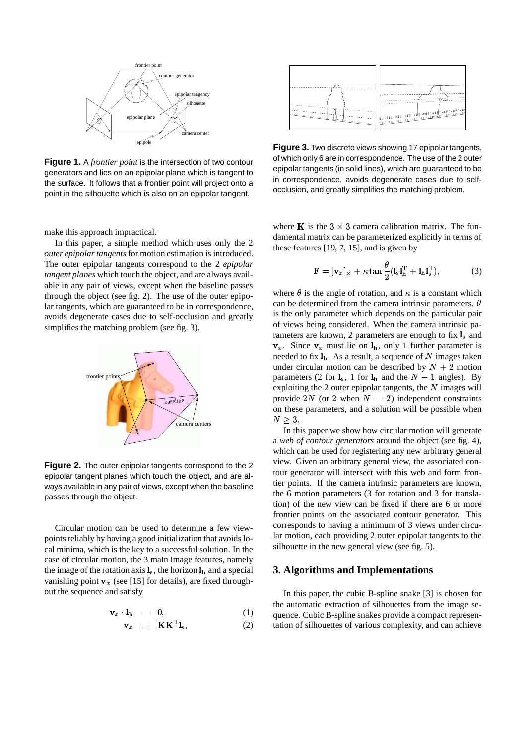**Figure 1.** A *frontier point* is the intersection of two contour generators and lies on an epipolar plane which is tangent to the surface. It follows that a frontier point will project onto a point in the silhouette which is also on an epipolar tangent.

make this approach impractical.

In this paper, a simple method which uses only the 2 *outer epipolar tangents* for motion estimation is introduced. The outer epipolar tangents correspond to the 2 *epipolar tangent planes* which touch the object, and are always available in any pair of views, except when the baseline passes through the object (see fig. 2). The use of the outer epipolar tangents, which are guaranteed to be in correspondence, avoids degenerate cases due to self-occlusion and greatly simplifies the matching problem (see fig. 3).

**Figure 2.** The outer epipolar tangents correspond to the 2 epipolar tangent planes which touch the object, and are always available in any pair of views, except when the baseline passes through the object.

Circular motion can be used to determine a few viewpoints reliably by having a good initialization that avoids local minima, which is the key to a successful solution. In the case of circular motion, the 3 main image features, namely the image of the rotation axis $\mathbf{l}_s$, the horizon $\mathbf{l}_h$ and a special vanishing point $\mathbf{v}_x$ (see [15] for details), are fixed throughout the sequence and satisfy

$$\mathbf{v}_x \cdot \mathbf{l}_h = 0, \tag{1}$$

$$\mathbf{v}_x = \mathbf{K}\mathbf{K}^T\mathbf{l}_s, \tag{2}$$

**Figure 3.** Two discrete views showing 17 epipolar tangents, of which only 6 are in correspondence. The use of the 2 outer epipolar tangents (in solid lines), which are guaranteed to be in correspondence, avoids degenerate cases due to self-occlusion, and greatly simplifies the matching problem.

where $\mathbf{K}$ is the $3 \times 3$ camera calibration matrix. The fundamental matrix can be parameterized explicitly in terms of these features [19, 7, 15], and is given by

$$\mathbf{F} = [\mathbf{v}_x]_\times + \kappa \tan\frac{\theta}{2}(\mathbf{l}_s\mathbf{l}_h^T + \mathbf{l}_h\mathbf{l}_s^T), \tag{3}$$

where $\theta$ is the angle of rotation, and $\kappa$ is a constant which can be determined from the camera intrinsic parameters. $\theta$ is the only parameter which depends on the particular pair of views being considered. When the camera intrinsic parameters are known, 2 parameters are enough to fix $\mathbf{l}_s$ and $\mathbf{v}_x$. Since $\mathbf{v}_x$ must lie on $\mathbf{l}_h$, only 1 further parameter is needed to fix $\mathbf{l}_h$. As a result, a sequence of $N$ images taken under circular motion can be described by $N+2$ motion parameters (2 for $\mathbf{l}_s$, 1 for $\mathbf{l}_h$ and the $N-1$ angles). By exploiting the 2 outer epipolar tangents, the $N$ images will provide $2N$ (or 2 when $N = 2$) independent constraints on these parameters, and a solution will be possible when $N \geq 3$.

In this paper we show how circular motion will generate a *web of contour generators* around the object (see fig. 4), which can be used for registering any new arbitrary general view. Given an arbitrary general view, the associated contour generator will intersect with this web and form frontier points. If the camera intrinsic parameters are known, the 6 motion parameters (3 for rotation and 3 for translation) of the new view can be fixed if there are 6 or more frontier points on the associated contour generator. This corresponds to having a minimum of 3 views under circular motion, each providing 2 outer epipolar tangents to the silhouette in the new general view (see fig. 5).

## 3. Algorithms and Implementations

In this paper, the cubic B-spline snake [3] is chosen for the automatic extraction of silhouettes from the image sequence. Cubic B-spline snakes provide a compact representation of silhouettes of various complexity, and can achieve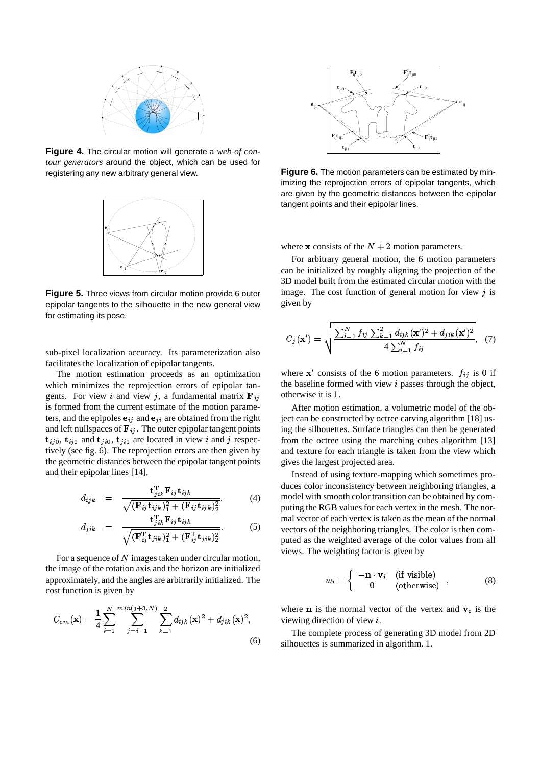**Figure 4.** The circular motion will generate a *web of contour generators* around the object, which can be used for registering any new arbitrary general view.

**Figure 5.** Three views from circular motion provide 6 outer epipolar tangents to the silhouette in the new general view for estimating its pose.

sub-pixel localization accuracy. Its parameterization also facilitates the localization of epipolar tangents.

The motion estimation proceeds as an optimization which minimizes the reprojection errors of epipolar tangents. For view $i$ and view $j$, a fundamental matrix $\mathbf{F}_{ij}$ is formed from the current estimate of the motion parameters, and the epipoles $\mathbf{e}_{ij}$ and $\mathbf{e}_{ji}$ are obtained from the right and left nullspaces of $\mathbf{F}_{ij}$. The outer epipolar tangent points $\mathbf{t}_{ij0}$, $\mathbf{t}_{ij1}$ and $\mathbf{t}_{ji0}$, $\mathbf{t}_{ji1}$ are located in view $i$ and $j$ respectively (see fig. 6). The reprojection errors are then given by the geometric distances between the epipolar tangent points and their epipolar lines [14],

$$
d_{ijk} = \frac{\mathbf{t}_{jik}^{\mathrm{T}} \mathbf{F}_{ij} \mathbf{t}_{ijk}}{\sqrt{(\mathbf{F}_{ij}\mathbf{t}_{ijk})_1^2 + (\mathbf{F}_{ij}\mathbf{t}_{ijk})_2^2}}, \quad (4)
$$

$$
d_{jik} = \frac{\mathbf{t}_{jik}^{\mathrm{T}} \mathbf{F}_{ij} \mathbf{t}_{ijk}}{\sqrt{(\mathbf{F}_{ij}^{\mathrm{T}}\mathbf{t}_{jik})_1^2 + (\mathbf{F}_{ij}^{\mathrm{T}}\mathbf{t}_{jik})_2^2}}. \quad (5)
$$

For a sequence of $N$ images taken under circular motion, the image of the rotation axis and the horizon are initialized approximately, and the angles are arbitrarily initialized. The cost function is given by

$$
C_{cm}(\mathbf{x}) = \frac{1}{4} \sum_{i=1}^{N} \sum_{j=i+1}^{min(j+3,N)} \sum_{k=1}^{2} d_{ijk}(\mathbf{x})^2 + d_{jik}(\mathbf{x})^2, \quad (6)
$$

**Figure 6.** The motion parameters can be estimated by minimizing the reprojection errors of epipolar tangents, which are given by the geometric distances between the epipolar tangent points and their epipolar lines.

where $\mathbf{x}$ consists of the $N+2$ motion parameters.

For arbitrary general motion, the 6 motion parameters can be initialized by roughly aligning the projection of the 3D model built from the estimated circular motion with the image. The cost function of general motion for view $j$ is given by

$$
C_j(\mathbf{x}') = \sqrt{\frac{\sum_{i=1}^{N} f_{ij} \sum_{k=1}^{2} d_{ijk}(\mathbf{x}')^2 + d_{jik}(\mathbf{x}')^2}{4\sum_{i=1}^{N} f_{ij}}}, \quad (7)
$$

where $\mathbf{x}'$ consists of the 6 motion parameters. $f_{ij}$ is 0 if the baseline formed with view $i$ passes through the object, otherwise it is 1.

After motion estimation, a volumetric model of the object can be constructed by octree carving algorithm [18] using the silhouettes. Surface triangles can then be generated from the octree using the marching cubes algorithm [13] and texture for each triangle is taken from the view which gives the largest projected area.

Instead of using texture-mapping which sometimes produces color inconsistency between neighboring triangles, a model with smooth color transition can be obtained by computing the RGB values for each vertex in the mesh. The normal vector of each vertex is taken as the mean of the normal vectors of the neighboring triangles. The color is then computed as the weighted average of the color values from all views. The weighting factor is given by

$$
w_i = \begin{cases} -\mathbf{n} \cdot \mathbf{v}_i & \text{(if visible)} \\ 0 & \text{(otherwise)} \end{cases}, \quad (8)
$$

where $\mathbf{n}$ is the normal vector of the vertex and $\mathbf{v}_i$ is the viewing direction of view $i$.

The complete process of generating 3D model from 2D silhouettes is summarized in algorithm. 1.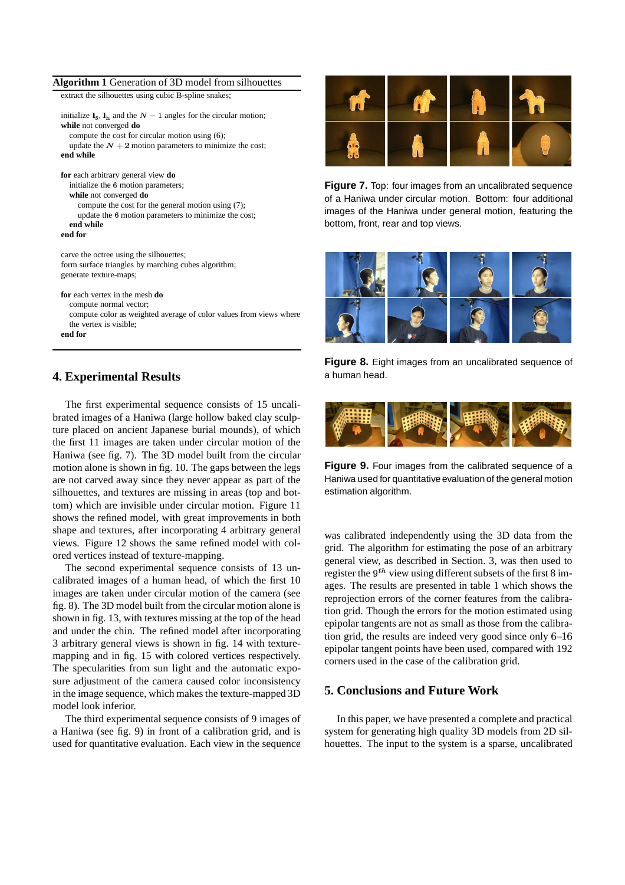**Algorithm 1** Generation of 3D model from silhouettes

extract the silhouettes using cubic B-spline snakes;

initialize $\mathbf{l}_s$, $\mathbf{l}_h$ and the $N-1$ angles for the circular motion;
**while** not converged **do**
  compute the cost for circular motion using (6);
  update the $N+2$ motion parameters to minimize the cost;
**end while**

**for** each arbitrary general view **do**
  initialize the $6$ motion parameters;
  **while** not converged **do**
    compute the cost for the general motion using (7);
    update the $6$ motion parameters to minimize the cost;
  **end while**
**end for**

carve the octree using the silhouettes;
form surface triangles by marching cubes algorithm;
generate texture-maps;

**for** each vertex in the mesh **do**
  compute normal vector;
  compute color as weighted average of color values from views where the vertex is visible;
**end for**

## 4. Experimental Results

The first experimental sequence consists of 15 uncalibrated images of a Haniwa (large hollow baked clay sculpture placed on ancient Japanese burial mounds), of which the first 11 images are taken under circular motion of the Haniwa (see fig. 7). The 3D model built from the circular motion alone is shown in fig. 10. The gaps between the legs are not carved away since they never appear as part of the silhouettes, and textures are missing in areas (top and bottom) which are invisible under circular motion. Figure 11 shows the refined model, with great improvements in both shape and textures, after incorporating 4 arbitrary general views. Figure 12 shows the same refined model with colored vertices instead of texture-mapping.

The second experimental sequence consists of 13 uncalibrated images of a human head, of which the first 10 images are taken under circular motion of the camera (see fig. 8). The 3D model built from the circular motion alone is shown in fig. 13, with textures missing at the top of the head and under the chin. The refined model after incorporating 3 arbitrary general views is shown in fig. 14 with texture-mapping and in fig. 15 with colored vertices respectively. The specularities from sun light and the automatic exposure adjustment of the camera caused color inconsistency in the image sequence, which makes the texture-mapped 3D model look inferior.

The third experimental sequence consists of 9 images of a Haniwa (see fig. 9) in front of a calibration grid, and is used for quantitative evaluation. Each view in the sequence

**Figure 7.** Top: four images from an uncalibrated sequence of a Haniwa under circular motion. Bottom: four additional images of the Haniwa under general motion, featuring the bottom, front, rear and top views.

**Figure 8.** Eight images from an uncalibrated sequence of a human head.

**Figure 9.** Four images from the calibrated sequence of a Haniwa used for quantitative evaluation of the general motion estimation algorithm.

was calibrated independently using the 3D data from the grid. The algorithm for estimating the pose of an arbitrary general view, as described in Section. 3, was then used to register the $9^{th}$ view using different subsets of the first 8 images. The results are presented in table 1 which shows the reprojection errors of the corner features from the calibration grid. Though the errors for the motion estimated using epipolar tangents are not as small as those from the calibration grid, the results are indeed very good since only 6–16 epipolar tangent points have been used, compared with 192 corners used in the case of the calibration grid.

## 5. Conclusions and Future Work

In this paper, we have presented a complete and practical system for generating high quality 3D models from 2D silhouettes. The input to the system is a sparse, uncalibrated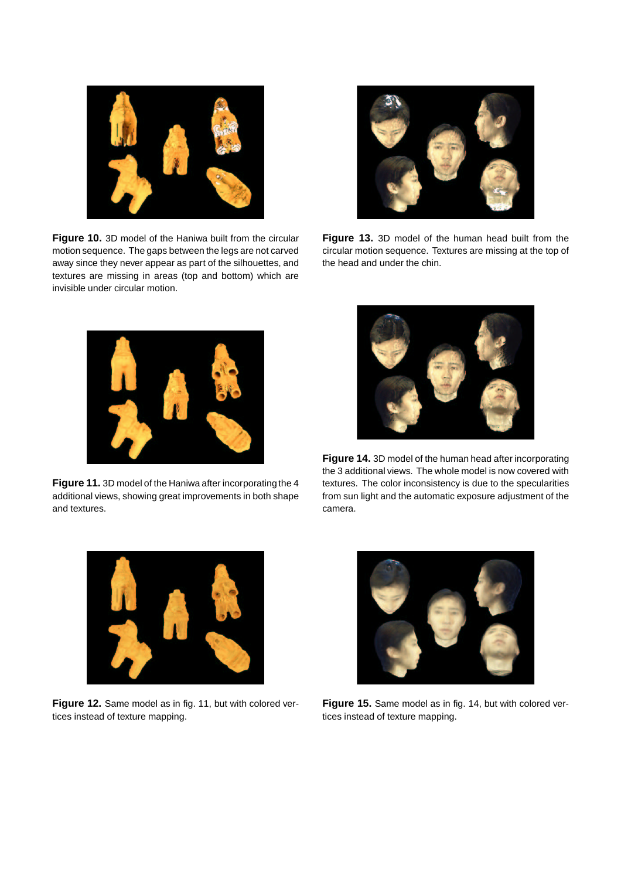**Figure 10.** 3D model of the Haniwa built from the circular motion sequence. The gaps between the legs are not carved away since they never appear as part of the silhouettes, and textures are missing in areas (top and bottom) which are invisible under circular motion.

**Figure 11.** 3D model of the Haniwa after incorporating the 4 additional views, showing great improvements in both shape and textures.

**Figure 12.** Same model as in fig. 11, but with colored vertices instead of texture mapping.

**Figure 13.** 3D model of the human head built from the circular motion sequence. Textures are missing at the top of the head and under the chin.

**Figure 14.** 3D model of the human head after incorporating the 3 additional views. The whole model is now covered with textures. The color inconsistency is due to the specularities from sun light and the automatic exposure adjustment of the camera.

**Figure 15.** Same model as in fig. 14, but with colored vertices instead of texture mapping.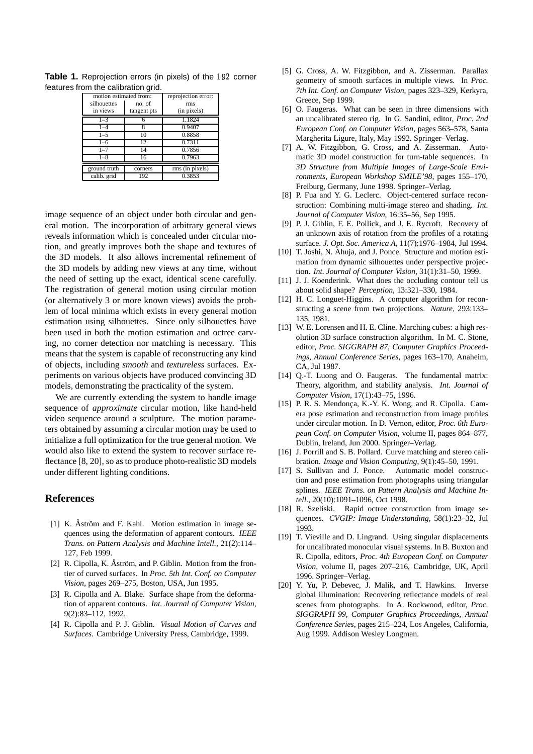**Table 1.** Reprojection errors (in pixels) of the 192 corner features from the calibration grid.

| motion estimated from: | | reprojection error: |
|---|---|---|
| silhouettes in views | no. of tangent pts | rms (in pixels) |
| 1–3 | 6 | 1.1824 |
| 1–4 | 8 | 0.9407 |
| 1–5 | 10 | 0.8858 |
| 1–6 | 12 | 0.7311 |
| 1–7 | 14 | 0.7856 |
| 1–8 | 16 | 0.7963 |
| ground truth | corners | rms (in pixels) |
| calib. grid | 192 | 0.3853 |

image sequence of an object under both circular and general motion. The incorporation of arbitrary general views reveals information which is concealed under circular motion, and greatly improves both the shape and textures of the 3D models. It also allows incremental refinement of the 3D models by adding new views at any time, without the need of setting up the exact, identical scene carefully. The registration of general motion using circular motion (or alternatively 3 or more known views) avoids the problem of local minima which exists in every general motion estimation using silhouettes. Since only silhouettes have been used in both the motion estimation and octree carving, no corner detection nor matching is necessary. This means that the system is capable of reconstructing any kind of objects, including *smooth* and *textureless* surfaces. Experiments on various objects have produced convincing 3D models, demonstrating the practicality of the system.

We are currently extending the system to handle image sequence of *approximate* circular motion, like hand-held video sequence around a sculpture. The motion parameters obtained by assuming a circular motion may be used to initialize a full optimization for the true general motion. We would also like to extend the system to recover surface reflectance [8, 20], so as to produce photo-realistic 3D models under different lighting conditions.

## References

[1] K. Åström and F. Kahl. Motion estimation in image sequences using the deformation of apparent contours. *IEEE Trans. on Pattern Analysis and Machine Intell.*, 21(2):114–127, Feb 1999.

[2] R. Cipolla, K. Åström, and P. Giblin. Motion from the frontier of curved surfaces. In *Proc. 5th Int. Conf. on Computer Vision*, pages 269–275, Boston, USA, Jun 1995.

[3] R. Cipolla and A. Blake. Surface shape from the deformation of apparent contours. *Int. Journal of Computer Vision*, 9(2):83–112, 1992.

[4] R. Cipolla and P. J. Giblin. *Visual Motion of Curves and Surfaces*. Cambridge University Press, Cambridge, 1999.

[5] G. Cross, A. W. Fitzgibbon, and A. Zisserman. Parallax geometry of smooth surfaces in multiple views. In *Proc. 7th Int. Conf. on Computer Vision*, pages 323–329, Kerkyra, Greece, Sep 1999.

[6] O. Faugeras. What can be seen in three dimensions with an uncalibrated stereo rig. In G. Sandini, editor, *Proc. 2nd European Conf. on Computer Vision*, pages 563–578, Santa Margherita Ligure, Italy, May 1992. Springer–Verlag.

[7] A. W. Fitzgibbon, G. Cross, and A. Zisserman. Automatic 3D model construction for turn-table sequences. In *3D Structure from Multiple Images of Large-Scale Environments, European Workshop SMILE'98*, pages 155–170, Freiburg, Germany, June 1998. Springer–Verlag.

[8] P. Fua and Y. G. Leclerc. Object-centered surface reconstruction: Combining multi-image stereo and shading. *Int. Journal of Computer Vision*, 16:35–56, Sep 1995.

[9] P. J. Giblin, F. E. Pollick, and J. E. Rycroft. Recovery of an unknown axis of rotation from the profiles of a rotating surface. *J. Opt. Soc. America A*, 11(7):1976–1984, Jul 1994.

[10] T. Joshi, N. Ahuja, and J. Ponce. Structure and motion estimation from dynamic silhouettes under perspective projection. *Int. Journal of Computer Vision*, 31(1):31–50, 1999.

[11] J. J. Koenderink. What does the occluding contour tell us about solid shape? *Perception*, 13:321–330, 1984.

[12] H. C. Longuet-Higgins. A computer algorithm for reconstructing a scene from two projections. *Nature*, 293:133–135, 1981.

[13] W. E. Lorensen and H. E. Cline. Marching cubes: a high resolution 3D surface construction algorithm. In M. C. Stone, editor, *Proc. SIGGRAPH 87, Computer Graphics Proceedings, Annual Conference Series*, pages 163–170, Anaheim, CA, Jul 1987.

[14] Q.-T. Luong and O. Faugeras. The fundamental matrix: Theory, algorithm, and stability analysis. *Int. Journal of Computer Vision*, 17(1):43–75, 1996.

[15] P. R. S. Mendonça, K.-Y. K. Wong, and R. Cipolla. Camera pose estimation and reconstruction from image profiles under circular motion. In D. Vernon, editor, *Proc. 6th European Conf. on Computer Vision*, volume II, pages 864–877, Dublin, Ireland, Jun 2000. Springer–Verlag.

[16] J. Porrill and S. B. Pollard. Curve matching and stereo calibration. *Image and Vision Computing*, 9(1):45–50, 1991.

[17] S. Sullivan and J. Ponce. Automatic model construction and pose estimation from photographs using triangular splines. *IEEE Trans. on Pattern Analysis and Machine Intell.*, 20(10):1091–1096, Oct 1998.

[18] R. Szeliski. Rapid octree construction from image sequences. *CVGIP: Image Understanding*, 58(1):23–32, Jul 1993.

[19] T. Vieville and D. Lingrand. Using singular displacements for uncalibrated monocular visual systems. In B. Buxton and R. Cipolla, editors, *Proc. 4th European Conf. on Computer Vision*, volume II, pages 207–216, Cambridge, UK, April 1996. Springer–Verlag.

[20] Y. Yu, P. Debevec, J. Malik, and T. Hawkins. Inverse global illumination: Recovering reflectance models of real scenes from photographs. In A. Rockwood, editor, *Proc. SIGGRAPH 99, Computer Graphics Proceedings, Annual Conference Series*, pages 215–224, Los Angeles, California, Aug 1999. Addison Wesley Longman.